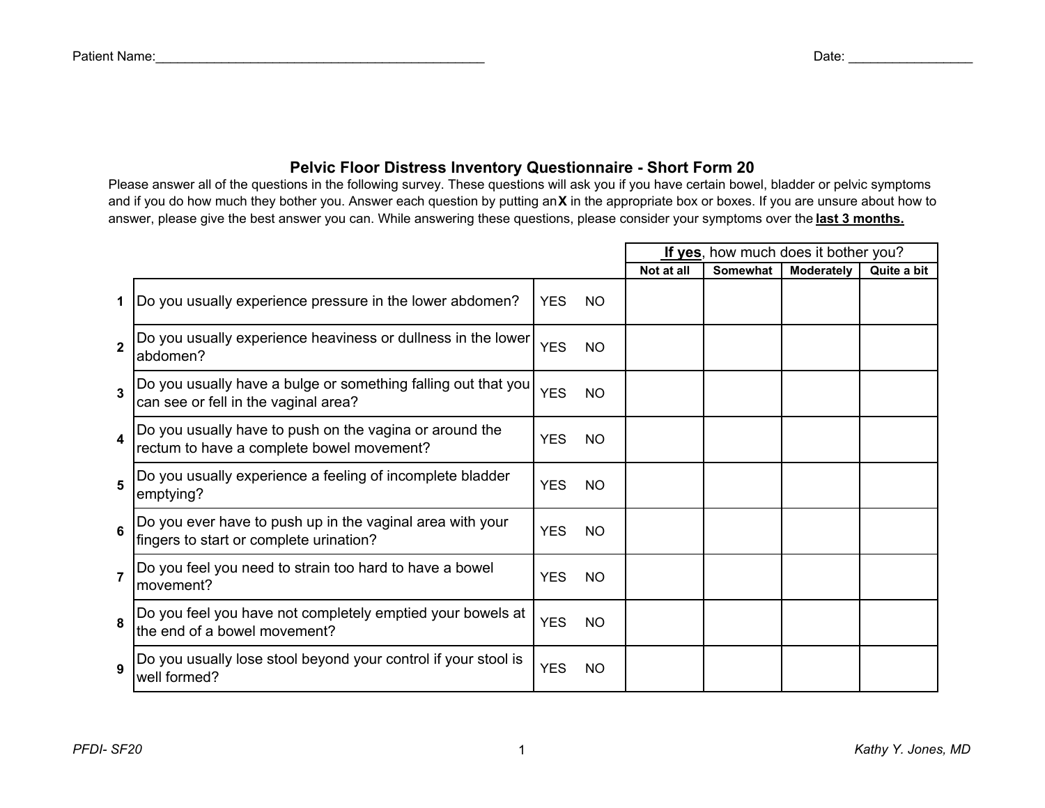Patient Name:_______________________________________________ Date: _________________

# Pelvic Floor Distress Inventory Questionnaire - Short Form 20

Please answer all of the questions in the following survey. These questions will ask you if you have certain bowel, bladder or pelvic symptoms and if you do how much they bother you. Answer each question by putting an **X** in the appropriate box or boxes. If you are unsure about how to answer, please give the best answer you can. While answering these questions, please consider your symptoms over the **last 3 months.**

| | | | **If yes**, how much does it bother you? | | | |
|---|---|---|---|---|---|---|
| | | | **Not at all** | **Somewhat** | **Moderately** | **Quite a bit** |
| 1 | Do you usually experience pressure in the lower abdomen? | YES NO | | | | |
| 2 | Do you usually experience heaviness or dullness in the lower abdomen? | YES NO | | | | |
| 3 | Do you usually have a bulge or something falling out that you can see or fell in the vaginal area? | YES NO | | | | |
| 4 | Do you usually have to push on the vagina or around the rectum to have a complete bowel movement? | YES NO | | | | |
| 5 | Do you usually experience a feeling of incomplete bladder emptying? | YES NO | | | | |
| 6 | Do you ever have to push up in the vaginal area with your fingers to start or complete urination? | YES NO | | | | |
| 7 | Do you feel you need to strain too hard to have a bowel movement? | YES NO | | | | |
| 8 | Do you feel you have not completely emptied your bowels at the end of a bowel movement? | YES NO | | | | |
| 9 | Do you usually lose stool beyond your control if your stool is well formed? | YES NO | | | | |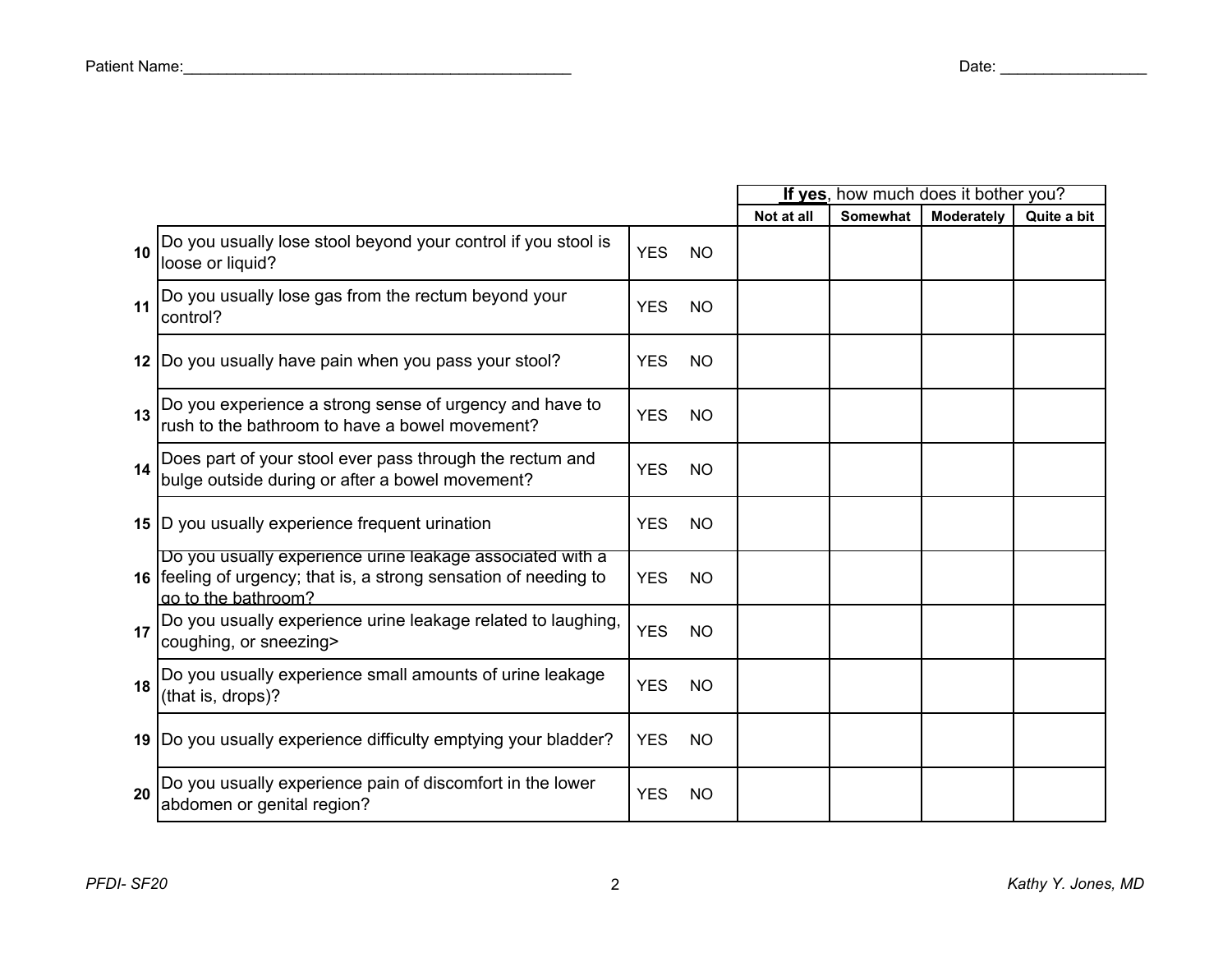Patient Name:_____________________________________________ Date: _________________

| | | | **If yes**, how much does it bother you? | | | |
|---|---|---|---|---|---|---|
| | | | **Not at all** | **Somewhat** | **Moderately** | **Quite a bit** |
| **10** | Do you usually lose stool beyond your control if you stool is loose or liquid? | YES NO | | | | |
| **11** | Do you usually lose gas from the rectum beyond your control? | YES NO | | | | |
| **12** | Do you usually have pain when you pass your stool? | YES NO | | | | |
| **13** | Do you experience a strong sense of urgency and have to rush to the bathroom to have a bowel movement? | YES NO | | | | |
| **14** | Does part of your stool ever pass through the rectum and bulge outside during or after a bowel movement? | YES NO | | | | |
| **15** | D you usually experience frequent urination | YES NO | | | | |
| **16** | Do you usually experience urine leakage associated with a feeling of urgency; that is, a strong sensation of needing to go to the bathroom? | YES NO | | | | |
| **17** | Do you usually experience urine leakage related to laughing, coughing, or sneezing> | YES NO | | | | |
| **18** | Do you usually experience small amounts of urine leakage (that is, drops)? | YES NO | | | | |
| **19** | Do you usually experience difficulty emptying your bladder? | YES NO | | | | |
| **20** | Do you usually experience pain of discomfort in the lower abdomen or genital region? | YES NO | | | | |